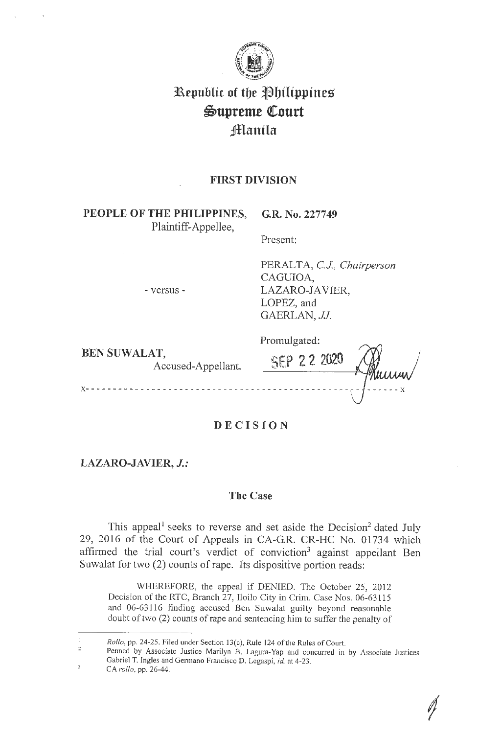# Republic of the Philippines
# Supreme Court
# Manila

## FIRST DIVISION

**PEOPLE OF THE PHILIPPINES,**
Plaintiff-Appellee,

**G.R. No. 227749**

Present:

PERALTA, *C.J., Chairperson*
CAGUIOA,
LAZARO-JAVIER,
LOPEZ, and
GAERLAN, *JJ.*

- versus -

**BEN SUWALAT,**
Accused-Appellant.

Promulgated:

SEP 22 2020

x-------------------------------------------------------------x

## DECISION

**LAZARO-JAVIER, *J.*:**

### The Case

This appeal[1] seeks to reverse and set aside the Decision[2] dated July 29, 2016 of the Court of Appeals in CA-G.R. CR-HC No. 01734 which affirmed the trial court's verdict of conviction[3] against appellant Ben Suwalat for two (2) counts of rape. Its dispositive portion reads:

> WHEREFORE, the appeal if DENIED. The October 25, 2012 Decision of the RTC, Branch 27, Iloilo City in Crim. Case Nos. 06-63115 and 06-63116 finding accused Ben Suwalat guilty beyond reasonable doubt of two (2) counts of rape and sentencing him to suffer the penalty of

---

[1] *Rollo*, pp. 24-25. Filed under Section 13(c), Rule 124 of the Rules of Court.

[2] Penned by Associate Justice Marilyn B. Lagura-Yap and concurred in by Associate Justices Gabriel T. Ingles and Germano Francisco D. Legaspi, *id.* at 4-23.

[3] CA *rollo*, pp. 26-44.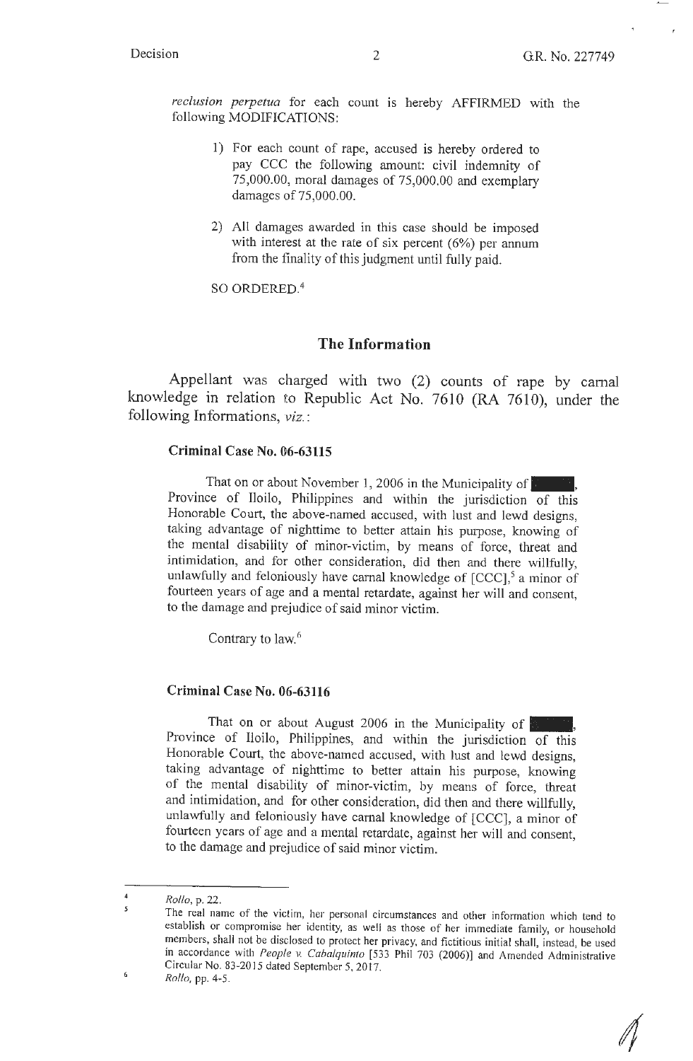*reclusion perpetua* for each count is hereby AFFIRMED with the following MODIFICATIONS:

1) For each count of rape, accused is hereby ordered to pay CCC the following amount: civil indemnity of 75,000.00, moral damages of 75,000.00 and exemplary damages of 75,000.00.

2) All damages awarded in this case should be imposed with interest at the rate of six percent (6%) per annum from the finality of this judgment until fully paid.

SO ORDERED.[4]

## The Information

Appellant was charged with two (2) counts of rape by carnal knowledge in relation to Republic Act No. 7610 (RA 7610), under the following Informations, *viz.*:

**Criminal Case No. 06-63115**

That on or about November 1, 2006 in the Municipality of ████, Province of Iloilo, Philippines and within the jurisdiction of this Honorable Court, the above-named accused, with lust and lewd designs, taking advantage of nighttime to better attain his purpose, knowing of the mental disability of minor-victim, by means of force, threat and intimidation, and for other consideration, did then and there willfully, unlawfully and feloniously have carnal knowledge of [CCC],[5] a minor of fourteen years of age and a mental retardate, against her will and consent, to the damage and prejudice of said minor victim.

Contrary to law.[6]

**Criminal Case No. 06-63116**

That on or about August 2006 in the Municipality of ████, Province of Iloilo, Philippines, and within the jurisdiction of this Honorable Court, the above-named accused, with lust and lewd designs, taking advantage of nighttime to better attain his purpose, knowing of the mental disability of minor-victim, by means of force, threat and intimidation, and for other consideration, did then and there willfully, unlawfully and feloniously have carnal knowledge of [CCC], a minor of fourteen years of age and a mental retardate, against her will and consent, to the damage and prejudice of said minor victim.

---

[4] *Rollo*, p. 22.

[5] The real name of the victim, her personal circumstances and other information which tend to establish or compromise her identity, as well as those of her immediate family, or household members, shall not be disclosed to protect her privacy, and fictitious initial shall, instead, be used in accordance with *People v. Cabalquinto* [533 Phil 703 (2006)] and Amended Administrative Circular No. 83-2015 dated September 5, 2017.

[6] *Rollo*, pp. 4-5.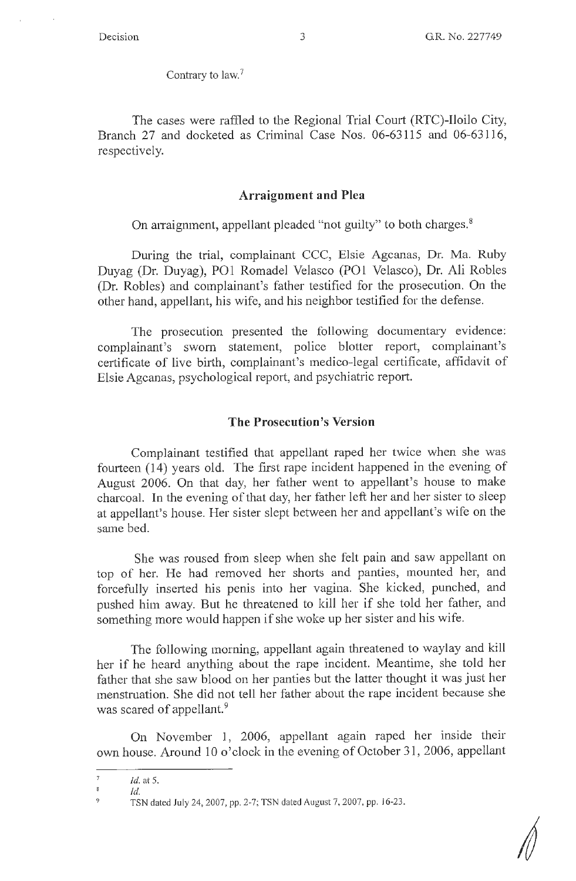Contrary to law.[7]

The cases were raffled to the Regional Trial Court (RTC)-Iloilo City, Branch 27 and docketed as Criminal Case Nos. 06-63115 and 06-63116, respectively.

## Arraignment and Plea

On arraignment, appellant pleaded "not guilty" to both charges.[8]

During the trial, complainant CCC, Elsie Agcanas, Dr. Ma. Ruby Duyag (Dr. Duyag), PO1 Romadel Velasco (PO1 Velasco), Dr. Ali Robles (Dr. Robles) and complainant's father testified for the prosecution. On the other hand, appellant, his wife, and his neighbor testified for the defense.

The prosecution presented the following documentary evidence: complainant's sworn statement, police blotter report, complainant's certificate of live birth, complainant's medico-legal certificate, affidavit of Elsie Agcanas, psychological report, and psychiatric report.

## The Prosecution's Version

Complainant testified that appellant raped her twice when she was fourteen (14) years old. The first rape incident happened in the evening of August 2006. On that day, her father went to appellant's house to make charcoal. In the evening of that day, her father left her and her sister to sleep at appellant's house. Her sister slept between her and appellant's wife on the same bed.

She was roused from sleep when she felt pain and saw appellant on top of her. He had removed her shorts and panties, mounted her, and forcefully inserted his penis into her vagina. She kicked, punched, and pushed him away. But he threatened to kill her if she told her father, and something more would happen if she woke up her sister and his wife.

The following morning, appellant again threatened to waylay and kill her if he heard anything about the rape incident. Meantime, she told her father that she saw blood on her panties but the latter thought it was just her menstruation. She did not tell her father about the rape incident because she was scared of appellant.[9]

On November 1, 2006, appellant again raped her inside their own house. Around 10 o'clock in the evening of October 31, 2006, appellant

---

[7] *Id.* at 5.

[8] *Id.*

[9] TSN dated July 24, 2007, pp. 2-7; TSN dated August 7, 2007, pp. 16-23.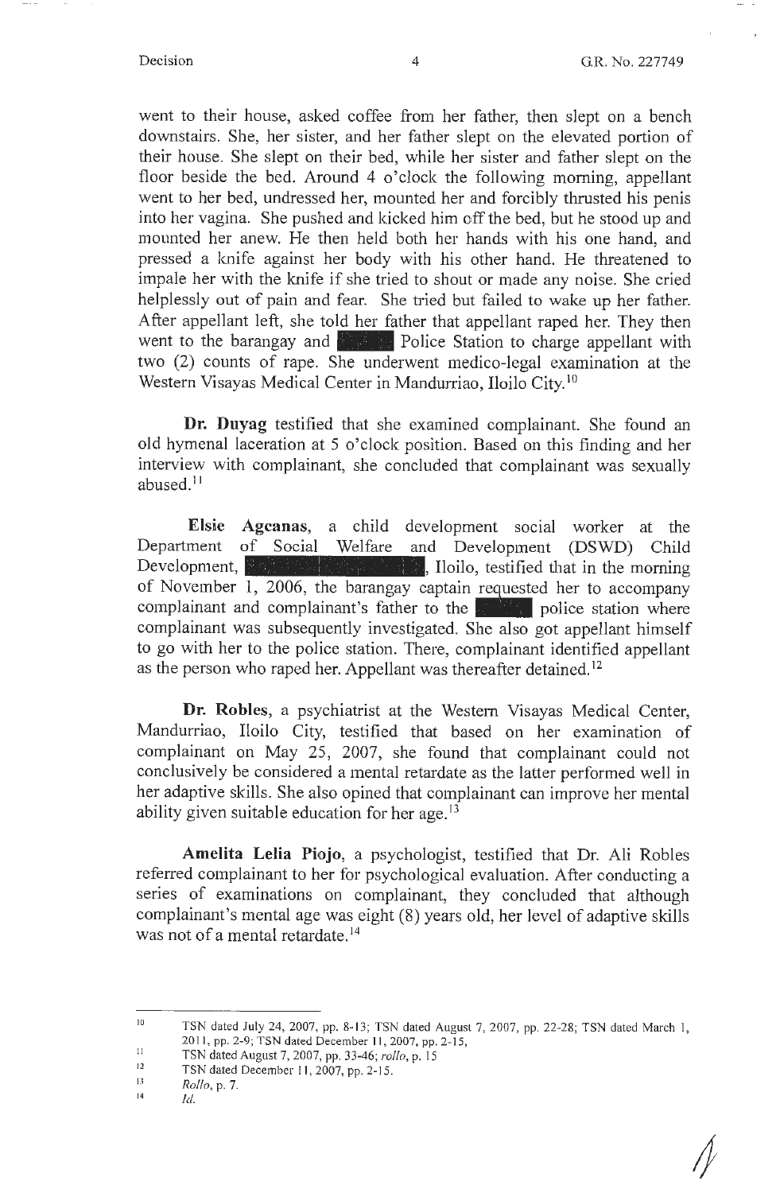went to their house, asked coffee from her father, then slept on a bench downstairs. She, her sister, and her father slept on the elevated portion of their house. She slept on their bed, while her sister and father slept on the floor beside the bed. Around 4 o'clock the following morning, appellant went to her bed, undressed her, mounted her and forcibly thrusted his penis into her vagina. She pushed and kicked him off the bed, but he stood up and mounted her anew. He then held both her hands with his one hand, and pressed a knife against her body with his other hand. He threatened to impale her with the knife if she tried to shout or made any noise. She cried helplessly out of pain and fear. She tried but failed to wake up her father. After appellant left, she told her father that appellant raped her. They then went to the barangay and ████ Police Station to charge appellant with two (2) counts of rape. She underwent medico-legal examination at the Western Visayas Medical Center in Mandurriao, Iloilo City.[10]

**Dr. Duyag** testified that she examined complainant. She found an old hymenal laceration at 5 o'clock position. Based on this finding and her interview with complainant, she concluded that complainant was sexually abused.[11]

**Elsie Agcanas**, a child development social worker at the Department of Social Welfare and Development (DSWD) Child Development, ████████, Iloilo, testified that in the morning of November 1, 2006, the barangay captain requested her to accompany complainant and complainant's father to the ████ police station where complainant was subsequently investigated. She also got appellant himself to go with her to the police station. There, complainant identified appellant as the person who raped her. Appellant was thereafter detained.[12]

**Dr. Robles**, a psychiatrist at the Western Visayas Medical Center, Mandurriao, Iloilo City, testified that based on her examination of complainant on May 25, 2007, she found that complainant could not conclusively be considered a mental retardate as the latter performed well in her adaptive skills. She also opined that complainant can improve her mental ability given suitable education for her age.[13]

**Amelita Lelia Piojo**, a psychologist, testified that Dr. Ali Robles referred complainant to her for psychological evaluation. After conducting a series of examinations on complainant, they concluded that although complainant's mental age was eight (8) years old, her level of adaptive skills was not of a mental retardate.[14]

---

[10] TSN dated July 24, 2007, pp. 8-13; TSN dated August 7, 2007, pp. 22-28; TSN dated March 1, 2011, pp. 2-9; TSN dated December 11, 2007, pp. 2-15,

[11] TSN dated August 7, 2007, pp. 33-46; *rollo*, p. 15

[12] TSN dated December 11, 2007, pp. 2-15.

[13] *Rollo*, p. 7.

[14] *Id.*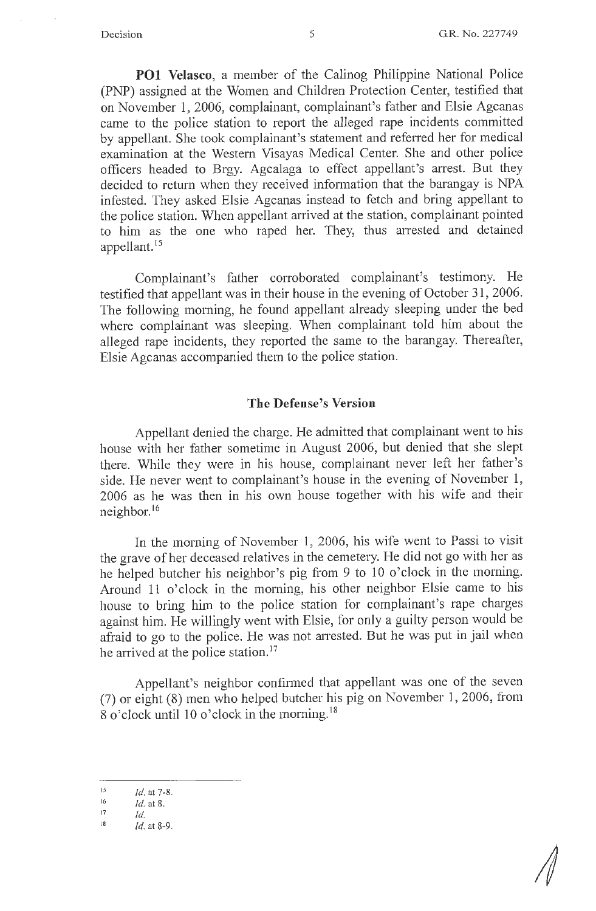**PO1 Velasco**, a member of the Calinog Philippine National Police (PNP) assigned at the Women and Children Protection Center, testified that on November 1, 2006, complainant, complainant's father and Elsie Agcanas came to the police station to report the alleged rape incidents committed by appellant. She took complainant's statement and referred her for medical examination at the Western Visayas Medical Center. She and other police officers headed to Brgy. Agcalaga to effect appellant's arrest. But they decided to return when they received information that the barangay is NPA infested. They asked Elsie Agcanas instead to fetch and bring appellant to the police station. When appellant arrived at the station, complainant pointed to him as the one who raped her. They, thus arrested and detained appellant.[15]

Complainant's father corroborated complainant's testimony. He testified that appellant was in their house in the evening of October 31, 2006. The following morning, he found appellant already sleeping under the bed where complainant was sleeping. When complainant told him about the alleged rape incidents, they reported the same to the barangay. Thereafter, Elsie Agcanas accompanied them to the police station.

## The Defense's Version

Appellant denied the charge. He admitted that complainant went to his house with her father sometime in August 2006, but denied that she slept there. While they were in his house, complainant never left her father's side. He never went to complainant's house in the evening of November 1, 2006 as he was then in his own house together with his wife and their neighbor.[16]

In the morning of November 1, 2006, his wife went to Passi to visit the grave of her deceased relatives in the cemetery. He did not go with her as he helped butcher his neighbor's pig from 9 to 10 o'clock in the morning. Around 11 o'clock in the morning, his other neighbor Elsie came to his house to bring him to the police station for complainant's rape charges against him. He willingly went with Elsie, for only a guilty person would be afraid to go to the police. He was not arrested. But he was put in jail when he arrived at the police station.[17]

Appellant's neighbor confirmed that appellant was one of the seven (7) or eight (8) men who helped butcher his pig on November 1, 2006, from 8 o'clock until 10 o'clock in the morning.[18]

---

[15] *Id.* at 7-8.

[16] *Id.* at 8.

[17] *Id.*

[18] *Id.* at 8-9.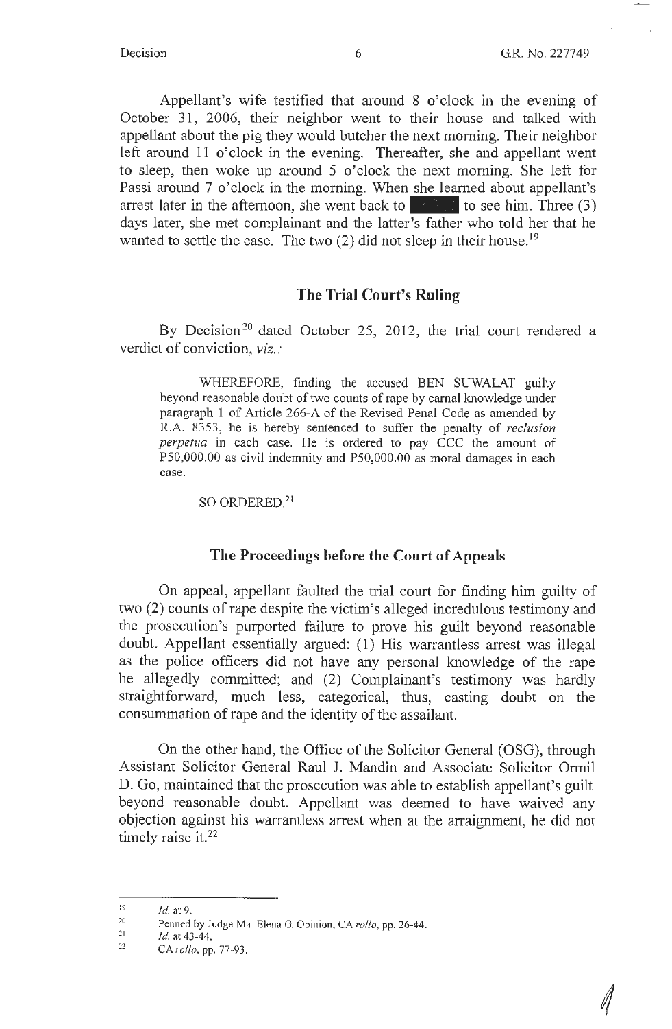Appellant's wife testified that around 8 o'clock in the evening of October 31, 2006, their neighbor went to their house and talked with appellant about the pig they would butcher the next morning. Their neighbor left around 11 o'clock in the evening. Thereafter, she and appellant went to sleep, then woke up around 5 o'clock the next morning. She left for Passi around 7 o'clock in the morning. When she learned about appellant's arrest later in the afternoon, she went back to ████ to see him. Three (3) days later, she met complainant and the latter's father who told her that he wanted to settle the case. The two (2) did not sleep in their house.[19]

## The Trial Court's Ruling

By Decision[20] dated October 25, 2012, the trial court rendered a verdict of conviction, *viz.*:

> WHEREFORE, finding the accused BEN SUWALAT guilty beyond reasonable doubt of two counts of rape by carnal knowledge under paragraph 1 of Article 266-A of the Revised Penal Code as amended by R.A. 8353, he is hereby sentenced to suffer the penalty of *reclusion perpetua* in each case. He is ordered to pay CCC the amount of P50,000.00 as civil indemnity and P50,000.00 as moral damages in each case.
>
> SO ORDERED.[21]

## The Proceedings before the Court of Appeals

On appeal, appellant faulted the trial court for finding him guilty of two (2) counts of rape despite the victim's alleged incredulous testimony and the prosecution's purported failure to prove his guilt beyond reasonable doubt. Appellant essentially argued: (1) His warrantless arrest was illegal as the police officers did not have any personal knowledge of the rape he allegedly committed; and (2) Complainant's testimony was hardly straightforward, much less, categorical, thus, casting doubt on the consummation of rape and the identity of the assailant.

On the other hand, the Office of the Solicitor General (OSG), through Assistant Solicitor General Raul J. Mandin and Associate Solicitor Ormil D. Go, maintained that the prosecution was able to establish appellant's guilt beyond reasonable doubt. Appellant was deemed to have waived any objection against his warrantless arrest when at the arraignment, he did not timely raise it.[22]

---

[19] *Id.* at 9.

[20] Penned by Judge Ma. Elena G. Opinion, CA *rollo*, pp. 26-44.

[21] *Id.* at 43-44.

[22] CA *rollo*, pp. 77-93.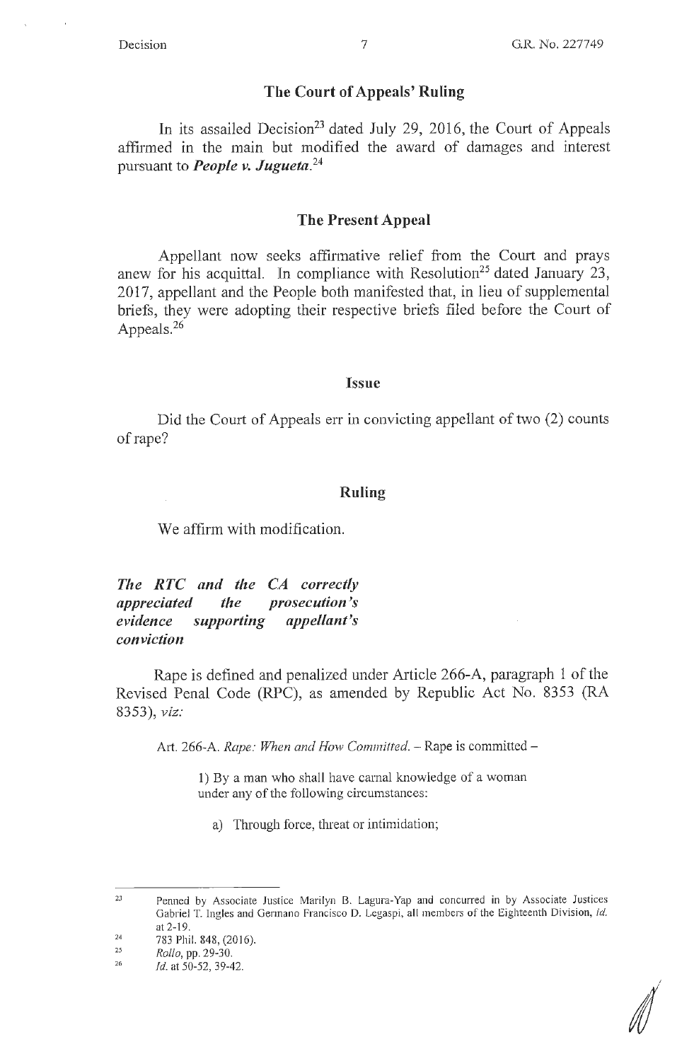## The Court of Appeals' Ruling

In its assailed Decision[23] dated July 29, 2016, the Court of Appeals affirmed in the main but modified the award of damages and interest pursuant to ***People v. Jugueta***.[24]

## The Present Appeal

Appellant now seeks affirmative relief from the Court and prays anew for his acquittal. In compliance with Resolution[25] dated January 23, 2017, appellant and the People both manifested that, in lieu of supplemental briefs, they were adopting their respective briefs filed before the Court of Appeals.[26]

## Issue

Did the Court of Appeals err in convicting appellant of two (2) counts of rape?

## Ruling

We affirm with modification.

***The RTC and the CA correctly appreciated the prosecution's evidence supporting appellant's conviction***

Rape is defined and penalized under Article 266-A, paragraph 1 of the Revised Penal Code (RPC), as amended by Republic Act No. 8353 (RA 8353), *viz:*

> Art. 266-A. *Rape: When and How Committed.* – Rape is committed –
>
> 1) By a man who shall have carnal knowledge of a woman under any of the following circumstances:
>
> a) Through force, threat or intimidation;

---

[23] Penned by Associate Justice Marilyn B. Lagura-Yap and concurred in by Associate Justices Gabriel T. Ingles and Germano Francisco D. Legaspi, all members of the Eighteenth Division, *id.* at 2-19.

[24] 783 Phil. 848, (2016).

[25] *Rollo*, pp. 29-30.

[26] *Id.* at 50-52, 39-42.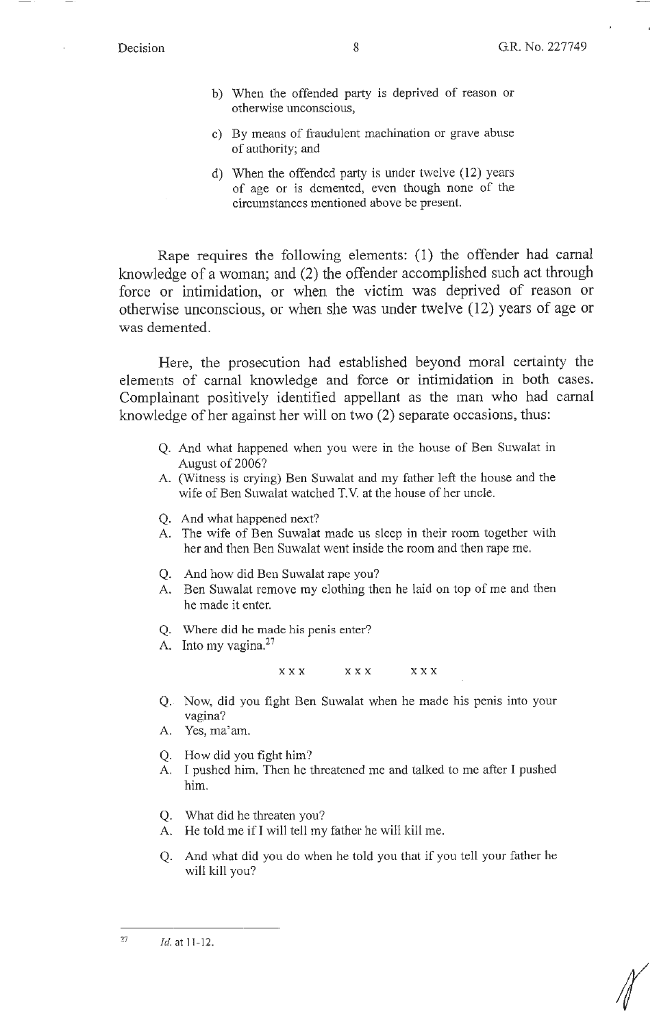> b) When the offended party is deprived of reason or otherwise unconscious,
>
> c) By means of fraudulent machination or grave abuse of authority; and
>
> d) When the offended party is under twelve (12) years of age or is demented, even though none of the circumstances mentioned above be present.

Rape requires the following elements: (1) the offender had carnal knowledge of a woman; and (2) the offender accomplished such act through force or intimidation, or when the victim was deprived of reason or otherwise unconscious, or when she was under twelve (12) years of age or was demented.

Here, the prosecution had established beyond moral certainty the elements of carnal knowledge and force or intimidation in both cases. Complainant positively identified appellant as the man who had carnal knowledge of her against her will on two (2) separate occasions, thus:

> Q. And what happened when you were in the house of Ben Suwalat in August of 2006?
>
> A. (Witness is crying) Ben Suwalat and my father left the house and the wife of Ben Suwalat watched T.V. at the house of her uncle.
>
> Q. And what happened next?
>
> A. The wife of Ben Suwalat made us sleep in their room together with her and then Ben Suwalat went inside the room and then rape me.
>
> Q. And how did Ben Suwalat rape you?
>
> A. Ben Suwalat remove my clothing then he laid on top of me and then he made it enter.
>
> Q. Where did he made his penis enter?
>
> A. Into my vagina.[27]
>
> x x x x x x x x x
>
> Q. Now, did you fight Ben Suwalat when he made his penis into your vagina?
>
> A. Yes, ma'am.
>
> Q. How did you fight him?
>
> A. I pushed him. Then he threatened me and talked to me after I pushed him.
>
> Q. What did he threaten you?
>
> A. He told me if I will tell my father he will kill me.
>
> Q. And what did you do when he told you that if you tell your father he will kill you?

---

[27] *Id.* at 11-12.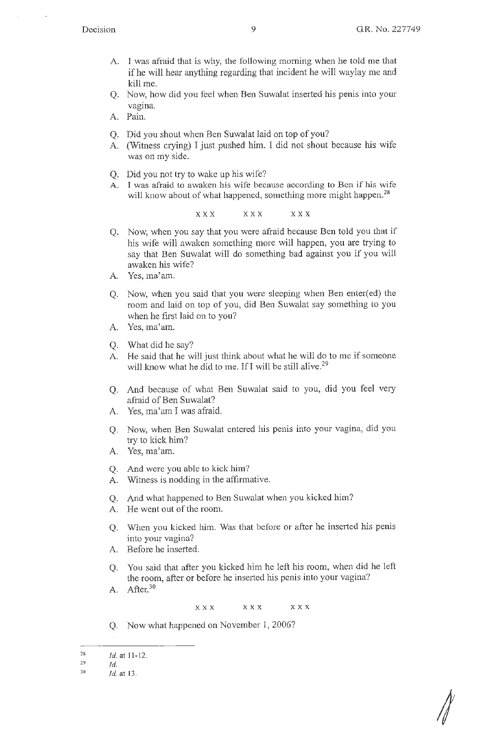A. I was afraid that is why, the following morning when he told me that if he will hear anything regarding that incident he will waylay me and kill me.

Q. Now, how did you feel when Ben Suwalat inserted his penis into your vagina.

A. Pain.

Q. Did you shout when Ben Suwalat laid on top of you?

A. (Witness crying) I just pushed him. I did not shout because his wife was on my side.

Q. Did you not try to wake up his wife?

A. I was afraid to awaken his wife because according to Ben if his wife will know about of what happened, something more might happen.[28]

x x x x x x x x x

Q. Now, when you say that you were afraid because Ben told you that if his wife will awaken something more will happen, you are trying to say that Ben Suwalat will do something bad against you if you will awaken his wife?

A. Yes, ma'am.

Q. Now, when you said that you were sleeping when Ben enter(ed) the room and laid on top of you, did Ben Suwalat say something to you when he first laid on to you?

A. Yes, ma'am.

Q. What did he say?

A. He said that he will just think about what he will do to me if someone will know what he did to me. If I will be still alive.[29]

Q. And because of what Ben Suwalat said to you, did you feel very afraid of Ben Suwalat?

A. Yes, ma'am I was afraid.

Q. Now, when Ben Suwalat entered his penis into your vagina, did you try to kick him?

A. Yes, ma'am.

Q. And were you able to kick him?

A. Witness is nodding in the affirmative.

Q. And what happened to Ben Suwalat when you kicked him?

A. He went out of the room.

Q. When you kicked him. Was that before or after he inserted his penis into your vagina?

A. Before he inserted.

Q. You said that after you kicked him he left his room, when did he left the room, after or before he inserted his penis into your vagina?

A. After.[30]

x x x x x x x x x

Q. Now what happened on November 1, 2006?

---

[28] *Id.* at 11-12.

[29] *Id.*

[30] *Id.* at 13.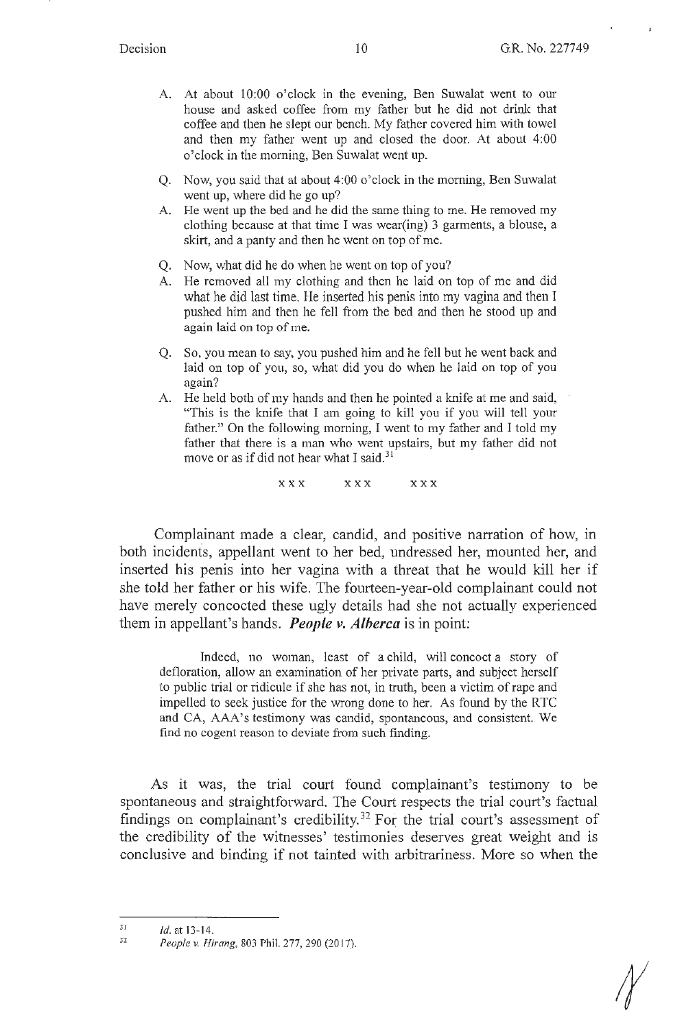A. At about 10:00 o'clock in the evening, Ben Suwalat went to our house and asked coffee from my father but he did not drink that coffee and then he slept our bench. My father covered him with towel and then my father went up and closed the door. At about 4:00 o'clock in the morning, Ben Suwalat went up.

Q. Now, you said that at about 4:00 o'clock in the morning, Ben Suwalat went up, where did he go up?

A. He went up the bed and he did the same thing to me. He removed my clothing because at that time I was wear(ing) 3 garments, a blouse, a skirt, and a panty and then he went on top of me.

Q. Now, what did he do when he went on top of you?

A. He removed all my clothing and then he laid on top of me and did what he did last time. He inserted his penis into my vagina and then I pushed him and then he fell from the bed and then he stood up and again laid on top of me.

Q. So, you mean to say, you pushed him and he fell but he went back and laid on top of you, so, what did you do when he laid on top of you again?

A. He held both of my hands and then he pointed a knife at me and said, "This is the knife that I am going to kill you if you will tell your father." On the following morning, I went to my father and I told my father that there is a man who went upstairs, but my father did not move or as if did not hear what I said.[31]

x x x x x x x x x

Complainant made a clear, candid, and positive narration of how, in both incidents, appellant went to her bed, undressed her, mounted her, and inserted his penis into her vagina with a threat that he would kill her if she told her father or his wife. The fourteen-year-old complainant could not have merely concocted these ugly details had she not actually experienced them in appellant's hands. ***People v. Alberca*** is in point:

> Indeed, no woman, least of a child, will concoct a story of defloration, allow an examination of her private parts, and subject herself to public trial or ridicule if she has not, in truth, been a victim of rape and impelled to seek justice for the wrong done to her. As found by the RTC and CA, AAA's testimony was candid, spontaneous, and consistent. We find no cogent reason to deviate from such finding.

As it was, the trial court found complainant's testimony to be spontaneous and straightforward. The Court respects the trial court's factual findings on complainant's credibility.[32] For the trial court's assessment of the credibility of the witnesses' testimonies deserves great weight and is conclusive and binding if not tainted with arbitrariness. More so when the

---

[31] *Id.* at 13-14.

[32] *People v. Hirang*, 803 Phil. 277, 290 (2017).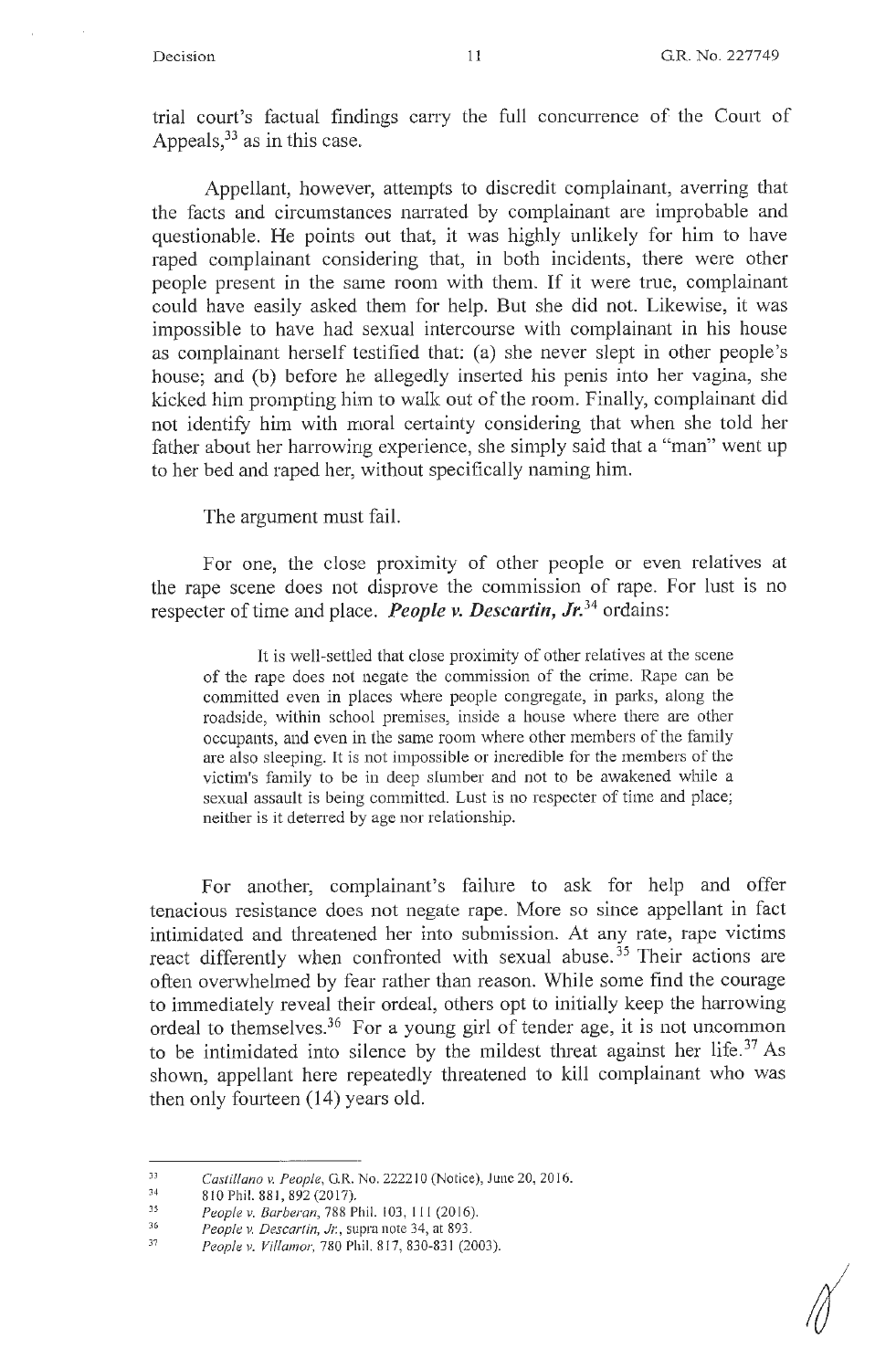trial court's factual findings carry the full concurrence of the Court of Appeals,[33] as in this case.

Appellant, however, attempts to discredit complainant, averring that the facts and circumstances narrated by complainant are improbable and questionable. He points out that, it was highly unlikely for him to have raped complainant considering that, in both incidents, there were other people present in the same room with them. If it were true, complainant could have easily asked them for help. But she did not. Likewise, it was impossible to have had sexual intercourse with complainant in his house as complainant herself testified that: (a) she never slept in other people's house; and (b) before he allegedly inserted his penis into her vagina, she kicked him prompting him to walk out of the room. Finally, complainant did not identify him with moral certainty considering that when she told her father about her harrowing experience, she simply said that a "man" went up to her bed and raped her, without specifically naming him.

The argument must fail.

For one, the close proximity of other people or even relatives at the rape scene does not disprove the commission of rape. For lust is no respecter of time and place. ***People v. Descartin, Jr.***[34] ordains:

> It is well-settled that close proximity of other relatives at the scene of the rape does not negate the commission of the crime. Rape can be committed even in places where people congregate, in parks, along the roadside, within school premises, inside a house where there are other occupants, and even in the same room where other members of the family are also sleeping. It is not impossible or incredible for the members of the victim's family to be in deep slumber and not to be awakened while a sexual assault is being committed. Lust is no respecter of time and place; neither is it deterred by age nor relationship.

For another, complainant's failure to ask for help and offer tenacious resistance does not negate rape. More so since appellant in fact intimidated and threatened her into submission. At any rate, rape victims react differently when confronted with sexual abuse.[35] Their actions are often overwhelmed by fear rather than reason. While some find the courage to immediately reveal their ordeal, others opt to initially keep the harrowing ordeal to themselves.[36] For a young girl of tender age, it is not uncommon to be intimidated into silence by the mildest threat against her life.[37] As shown, appellant here repeatedly threatened to kill complainant who was then only fourteen (14) years old.

---

[33] *Castillano v. People*, G.R. No. 222210 (Notice), June 20, 2016.

[34] 810 Phil. 881, 892 (2017).

[35] *People v. Barberan*, 788 Phil. 103, 111 (2016).

[36] *People v. Descartin, Jr.*, supra note 34, at 893.

[37] *People v. Villamor*, 780 Phil. 817, 830-831 (2003).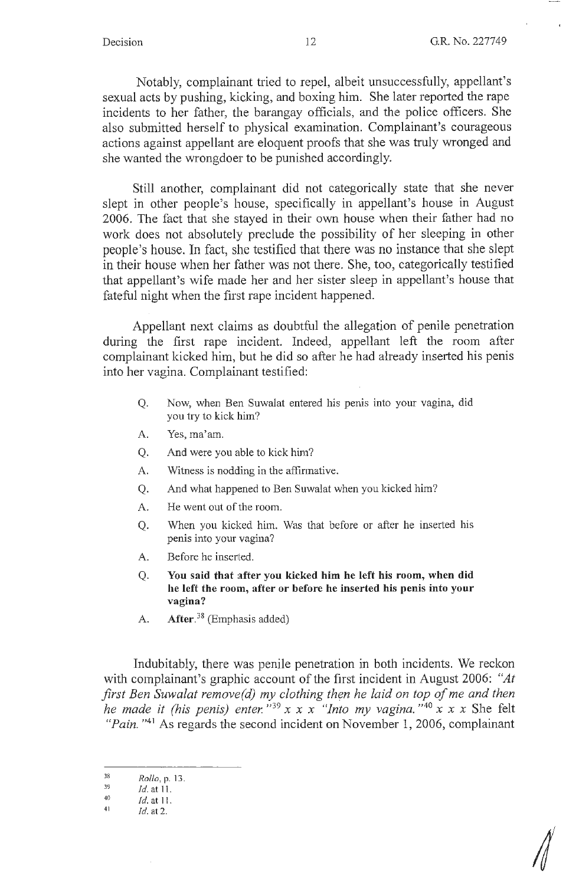Notably, complainant tried to repel, albeit unsuccessfully, appellant's sexual acts by pushing, kicking, and boxing him. She later reported the rape incidents to her father, the barangay officials, and the police officers. She also submitted herself to physical examination. Complainant's courageous actions against appellant are eloquent proofs that she was truly wronged and she wanted the wrongdoer to be punished accordingly.

Still another, complainant did not categorically state that she never slept in other people's house, specifically in appellant's house in August 2006. The fact that she stayed in their own house when their father had no work does not absolutely preclude the possibility of her sleeping in other people's house. In fact, she testified that there was no instance that she slept in their house when her father was not there. She, too, categorically testified that appellant's wife made her and her sister sleep in appellant's house that fateful night when the first rape incident happened.

Appellant next claims as doubtful the allegation of penile penetration during the first rape incident. Indeed, appellant left the room after complainant kicked him, but he did so after he had already inserted his penis into her vagina. Complainant testified:

> Q. Now, when Ben Suwalat entered his penis into your vagina, did you try to kick him?
>
> A. Yes, ma'am.
>
> Q. And were you able to kick him?
>
> A. Witness is nodding in the affirmative.
>
> Q. And what happened to Ben Suwalat when you kicked him?
>
> A. He went out of the room.
>
> Q. When you kicked him. Was that before or after he inserted his penis into your vagina?
>
> A. Before he inserted.
>
> Q. **You said that after you kicked him he left his room, when did he left the room, after or before he inserted his penis into your vagina?**
>
> A. **After.**[38] (Emphasis added)

Indubitably, there was penile penetration in both incidents. We reckon with complainant's graphic account of the first incident in August 2006: *"At first Ben Suwalat remove(d) my clothing then he laid on top of me and then he made it (his penis) enter."*[39] x x x *"Into my vagina."*[40] x x x She felt *"Pain."*[41] As regards the second incident on November 1, 2006, complainant

---

[38] *Rollo*, p. 13.

[39] *Id.* at 11.

[40] *Id.* at 11.

[41] *Id.* at 2.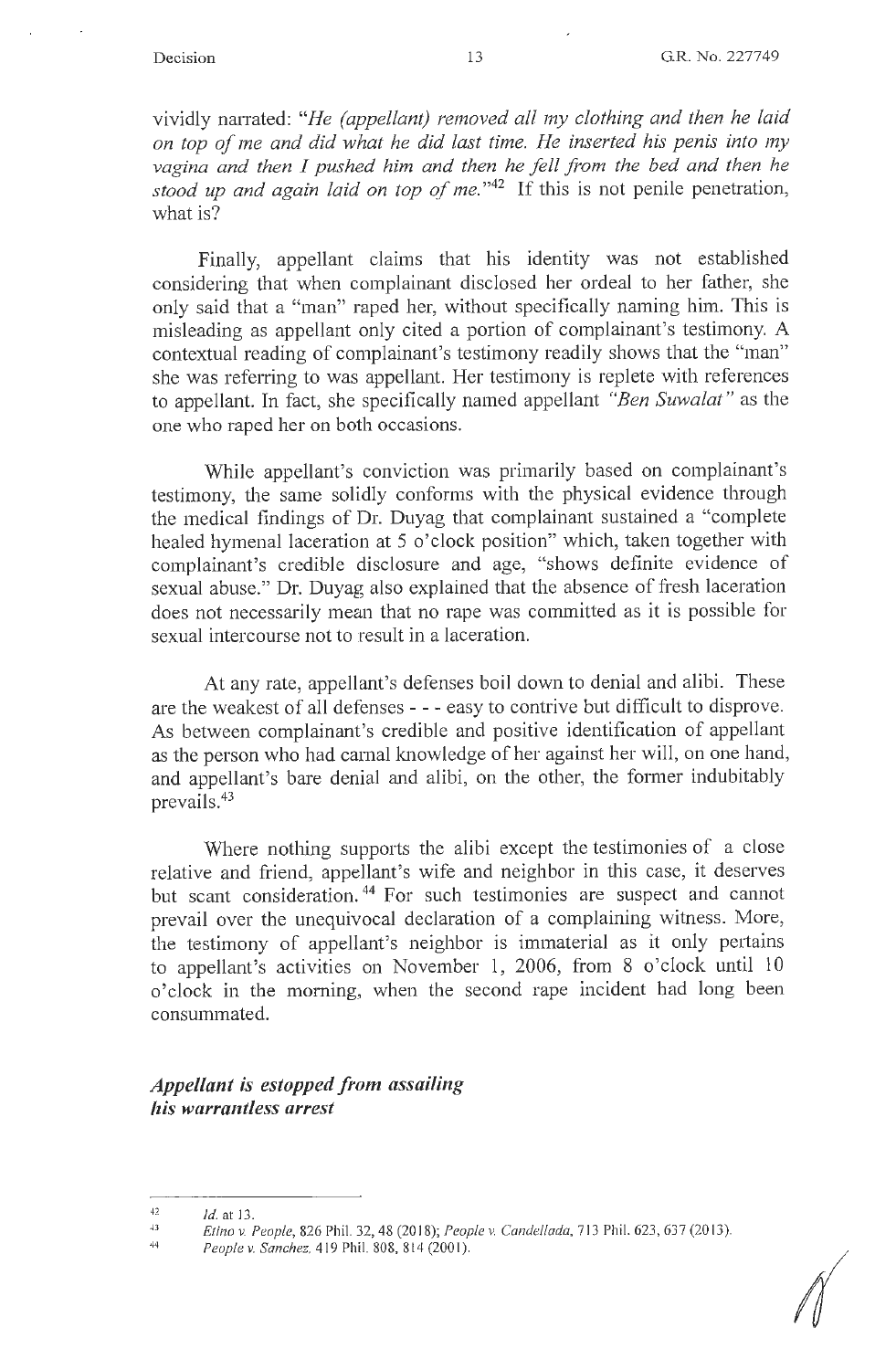vividly narrated: "*He (appellant) removed all my clothing and then he laid on top of me and did what he did last time. He inserted his penis into my vagina and then I pushed him and then he fell from the bed and then he stood up and again laid on top of me.*"[42] If this is not penile penetration, what is?

Finally, appellant claims that his identity was not established considering that when complainant disclosed her ordeal to her father, she only said that a "man" raped her, without specifically naming him. This is misleading as appellant only cited a portion of complainant's testimony. A contextual reading of complainant's testimony readily shows that the "man" she was referring to was appellant. Her testimony is replete with references to appellant. In fact, she specifically named appellant *"Ben Suwalat"* as the one who raped her on both occasions.

While appellant's conviction was primarily based on complainant's testimony, the same solidly conforms with the physical evidence through the medical findings of Dr. Duyag that complainant sustained a "complete healed hymenal laceration at 5 o'clock position" which, taken together with complainant's credible disclosure and age, "shows definite evidence of sexual abuse." Dr. Duyag also explained that the absence of fresh laceration does not necessarily mean that no rape was committed as it is possible for sexual intercourse not to result in a laceration.

At any rate, appellant's defenses boil down to denial and alibi. These are the weakest of all defenses - - - easy to contrive but difficult to disprove. As between complainant's credible and positive identification of appellant as the person who had carnal knowledge of her against her will, on one hand, and appellant's bare denial and alibi, on the other, the former indubitably prevails.[43]

Where nothing supports the alibi except the testimonies of a close relative and friend, appellant's wife and neighbor in this case, it deserves but scant consideration.[44] For such testimonies are suspect and cannot prevail over the unequivocal declaration of a complaining witness. More, the testimony of appellant's neighbor is immaterial as it only pertains to appellant's activities on November 1, 2006, from 8 o'clock until 10 o'clock in the morning, when the second rape incident had long been consummated.

***Appellant is estopped from assailing his warrantless arrest***

---

[42] *Id.* at 13.

[43] *Etino v. People*, 826 Phil. 32, 48 (2018); *People v. Candellada*, 713 Phil. 623, 637 (2013).

[44] *People v. Sanchez*, 419 Phil. 808, 814 (2001).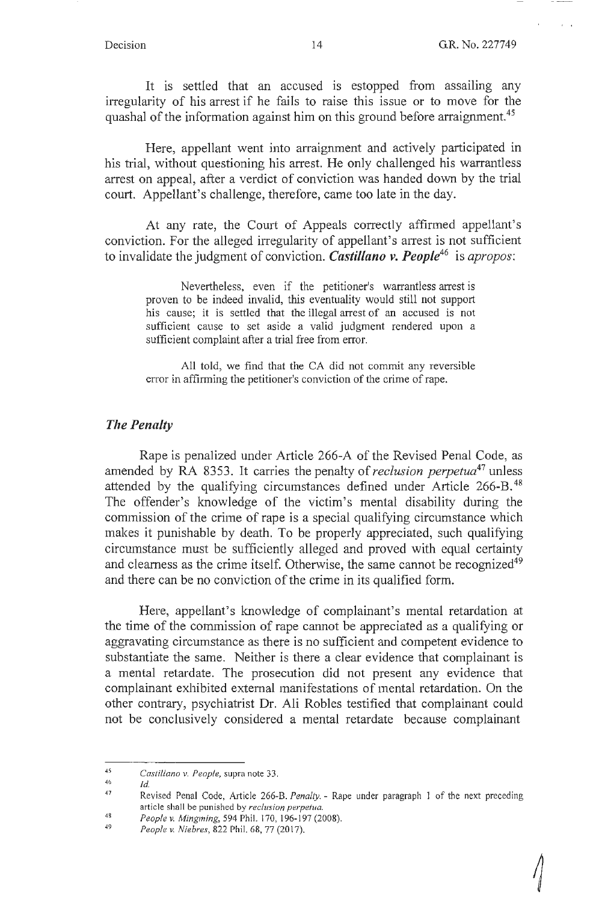It is settled that an accused is estopped from assailing any irregularity of his arrest if he fails to raise this issue or to move for the quashal of the information against him on this ground before arraignment.[45]

Here, appellant went into arraignment and actively participated in his trial, without questioning his arrest. He only challenged his warrantless arrest on appeal, after a verdict of conviction was handed down by the trial court. Appellant's challenge, therefore, came too late in the day.

At any rate, the Court of Appeals correctly affirmed appellant's conviction. For the alleged irregularity of appellant's arrest is not sufficient to invalidate the judgment of conviction. ***Castillano v. People***[46] is *apropos*:

> Nevertheless, even if the petitioner's warrantless arrest is proven to be indeed invalid, this eventuality would still not support his cause; it is settled that the illegal arrest of an accused is not sufficient cause to set aside a valid judgment rendered upon a sufficient complaint after a trial free from error.
>
> All told, we find that the CA did not commit any reversible error in affirming the petitioner's conviction of the crime of rape.

### *The Penalty*

Rape is penalized under Article 266-A of the Revised Penal Code, as amended by RA 8353. It carries the penalty of *reclusion perpetua*[47] unless attended by the qualifying circumstances defined under Article 266-B.[48] The offender's knowledge of the victim's mental disability during the commission of the crime of rape is a special qualifying circumstance which makes it punishable by death. To be properly appreciated, such qualifying circumstance must be sufficiently alleged and proved with equal certainty and clearness as the crime itself. Otherwise, the same cannot be recognized[49] and there can be no conviction of the crime in its qualified form.

Here, appellant's knowledge of complainant's mental retardation at the time of the commission of rape cannot be appreciated as a qualifying or aggravating circumstance as there is no sufficient and competent evidence to substantiate the same. Neither is there a clear evidence that complainant is a mental retardate. The prosecution did not present any evidence that complainant exhibited external manifestations of mental retardation. On the other contrary, psychiatrist Dr. Ali Robles testified that complainant could not be conclusively considered a mental retardate because complainant

---

[45] *Castillano v. People*, supra note 33.

[46] *Id.*

[47] Revised Penal Code, Article 266-B. *Penalty*. - Rape under paragraph 1 of the next preceding article shall be punished by *reclusion perpetua*.

[48] *People v. Mingming*, 594 Phil. 170, 196-197 (2008).

[49] *People v. Niebres*, 822 Phil. 68, 77 (2017).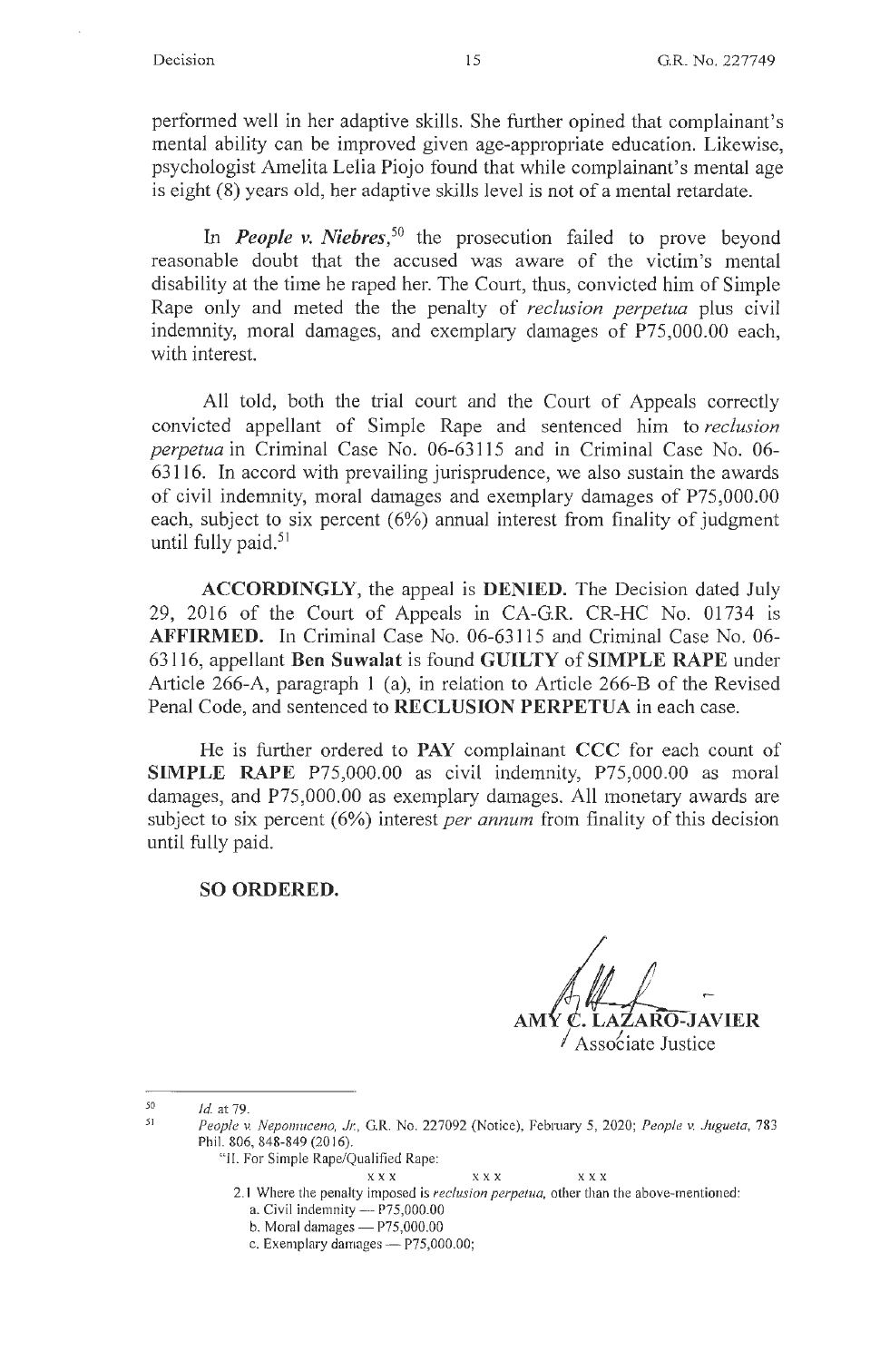performed well in her adaptive skills. She further opined that complainant's mental ability can be improved given age-appropriate education. Likewise, psychologist Amelita Lelia Piojo found that while complainant's mental age is eight (8) years old, her adaptive skills level is not of a mental retardate.

In ***People v. Niebres***,[50] the prosecution failed to prove beyond reasonable doubt that the accused was aware of the victim's mental disability at the time he raped her. The Court, thus, convicted him of Simple Rape only and meted the the penalty of *reclusion perpetua* plus civil indemnity, moral damages, and exemplary damages of P75,000.00 each, with interest.

All told, both the trial court and the Court of Appeals correctly convicted appellant of Simple Rape and sentenced him to *reclusion perpetua* in Criminal Case No. 06-63115 and in Criminal Case No. 06-63116. In accord with prevailing jurisprudence, we also sustain the awards of civil indemnity, moral damages and exemplary damages of P75,000.00 each, subject to six percent (6%) annual interest from finality of judgment until fully paid.[51]

**ACCORDINGLY**, the appeal is **DENIED**. The Decision dated July 29, 2016 of the Court of Appeals in CA-G.R. CR-HC No. 01734 is **AFFIRMED**. In Criminal Case No. 06-63115 and Criminal Case No. 06-63116, appellant **Ben Suwalat** is found **GUILTY** of **SIMPLE RAPE** under Article 266-A, paragraph 1 (a), in relation to Article 266-B of the Revised Penal Code, and sentenced to **RECLUSION PERPETUA** in each case.

He is further ordered to **PAY** complainant **CCC** for each count of **SIMPLE RAPE** P75,000.00 as civil indemnity, P75,000.00 as moral damages, and P75,000.00 as exemplary damages. All monetary awards are subject to six percent (6%) interest *per annum* from finality of this decision until fully paid.

**SO ORDERED.**

**AMY C. LAZARO-JAVIER**
Associate Justice

---

[50] *Id.* at 79.

[51] *People v. Nepomuceno, Jr.*, G.R. No. 227092 (Notice), February 5, 2020; *People v. Jugueta*, 783 Phil. 806, 848-849 (2016).

"II. For Simple Rape/Qualified Rape:

x x x x x x x x x

2.1 Where the penalty imposed is *reclusion perpetua*, other than the above-mentioned:

a. Civil indemnity — P75,000.00

b. Moral damages — P75,000.00

c. Exemplary damages — P75,000.00;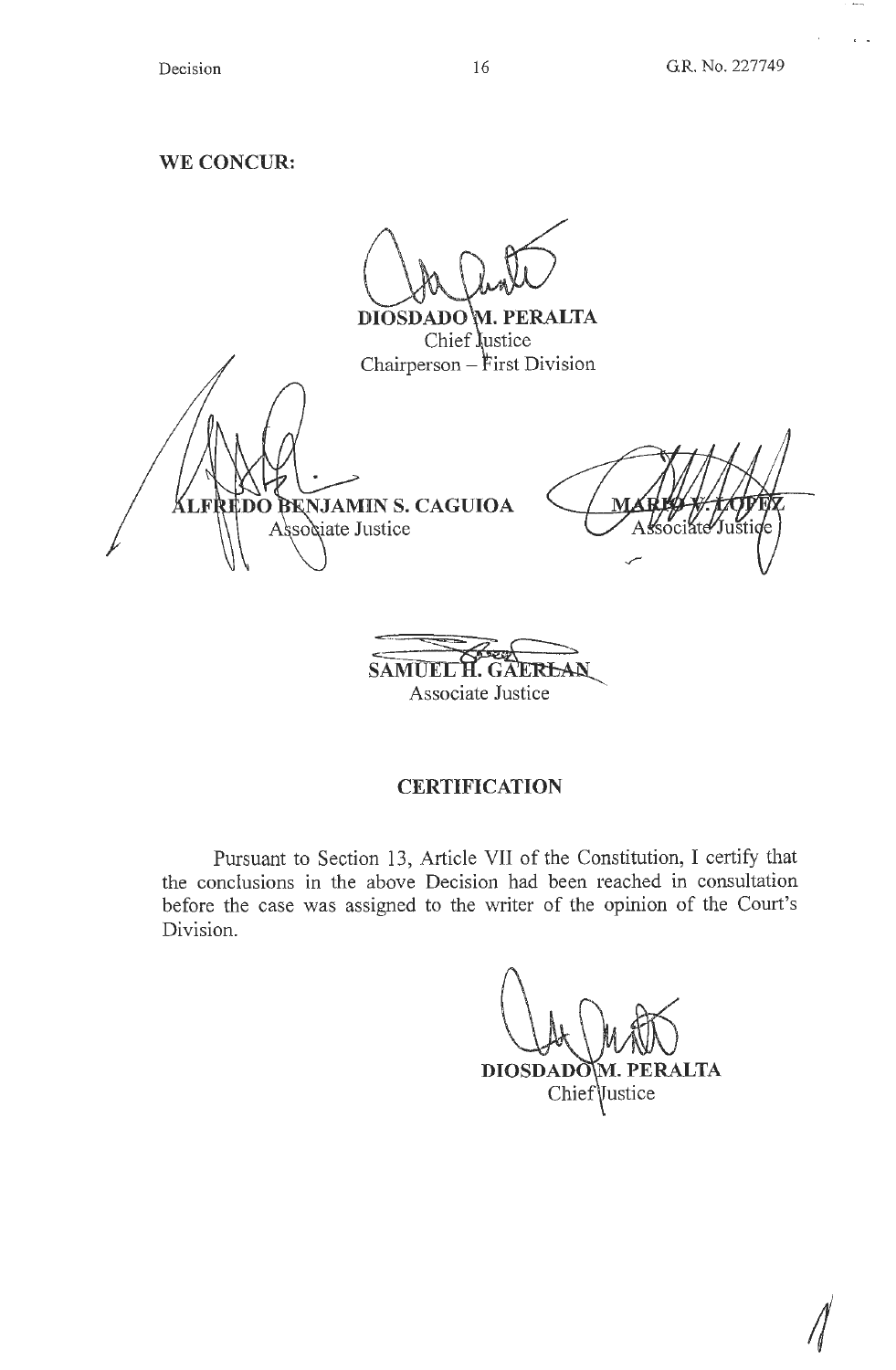**WE CONCUR:**

**DIOSDADO M. PERALTA**
Chief Justice
Chairperson – First Division

**ALFREDO BENJAMIN S. CAGUIOA**
Associate Justice

**MARIO V. LOPEZ**
Associate Justice

**SAMUEL H. GAERLAN**
Associate Justice

## CERTIFICATION

Pursuant to Section 13, Article VII of the Constitution, I certify that the conclusions in the above Decision had been reached in consultation before the case was assigned to the writer of the opinion of the Court's Division.

**DIOSDADO M. PERALTA**
Chief Justice